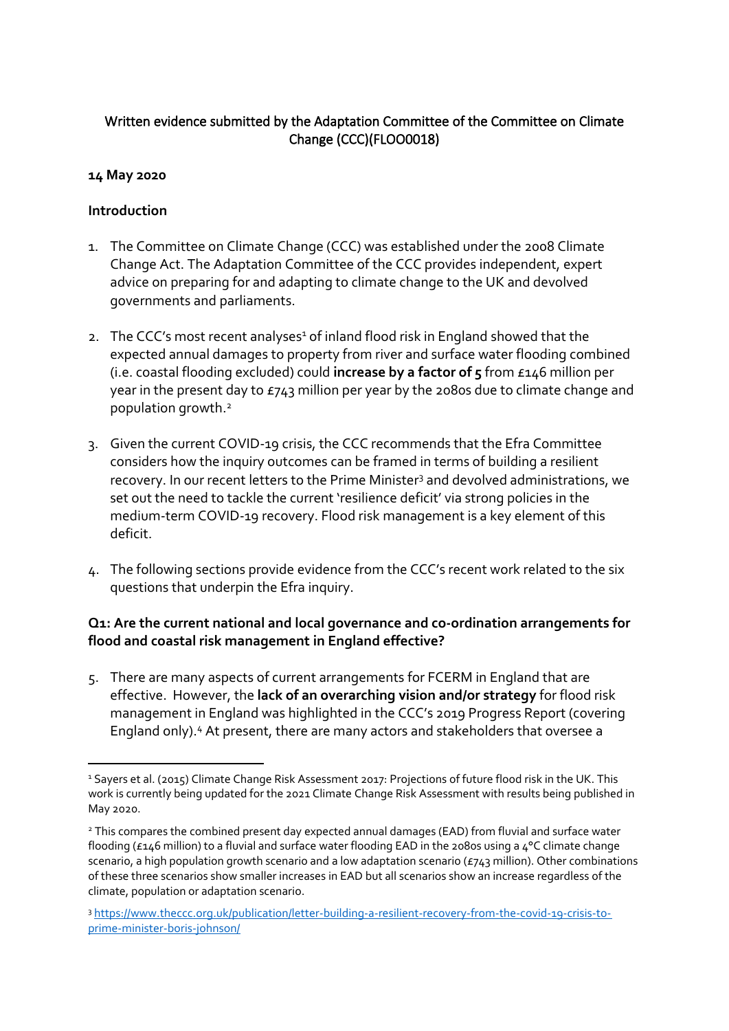Written evidence submitted by the Adaptation Committee of the Committee on Climate Change (CCC)(FLOO0018)

**14 May 2020**

## Introduction

1. The Committee on Climate Change (CCC) was established under the 2008 Climate Change Act. The Adaptation Committee of the CCC provides independent, expert advice on preparing for and adapting to climate change to the UK and devolved governments and parliaments.

2. The CCC's most recent analyses[1] of inland flood risk in England showed that the expected annual damages to property from river and surface water flooding combined (i.e. coastal flooding excluded) could **increase by a factor of 5** from £146 million per year in the present day to £743 million per year by the 2080s due to climate change and population growth.[2]

3. Given the current COVID-19 crisis, the CCC recommends that the Efra Committee considers how the inquiry outcomes can be framed in terms of building a resilient recovery. In our recent letters to the Prime Minister[3] and devolved administrations, we set out the need to tackle the current 'resilience deficit' via strong policies in the medium-term COVID-19 recovery. Flood risk management is a key element of this deficit.

4. The following sections provide evidence from the CCC's recent work related to the six questions that underpin the Efra inquiry.

### Q1: Are the current national and local governance and co-ordination arrangements for flood and coastal risk management in England effective?

5. There are many aspects of current arrangements for FCERM in England that are effective. However, the **lack of an overarching vision and/or strategy** for flood risk management in England was highlighted in the CCC's 2019 Progress Report (covering England only).[4] At present, there are many actors and stakeholders that oversee a

---

[1] Sayers et al. (2015) Climate Change Risk Assessment 2017: Projections of future flood risk in the UK. This work is currently being updated for the 2021 Climate Change Risk Assessment with results being published in May 2020.

[2] This compares the combined present day expected annual damages (EAD) from fluvial and surface water flooding (£146 million) to a fluvial and surface water flooding EAD in the 2080s using a 4°C climate change scenario, a high population growth scenario and a low adaptation scenario (£743 million). Other combinations of these three scenarios show smaller increases in EAD but all scenarios show an increase regardless of the climate, population or adaptation scenario.

[3] https://www.theccc.org.uk/publication/letter-building-a-resilient-recovery-from-the-covid-19-crisis-to-prime-minister-boris-johnson/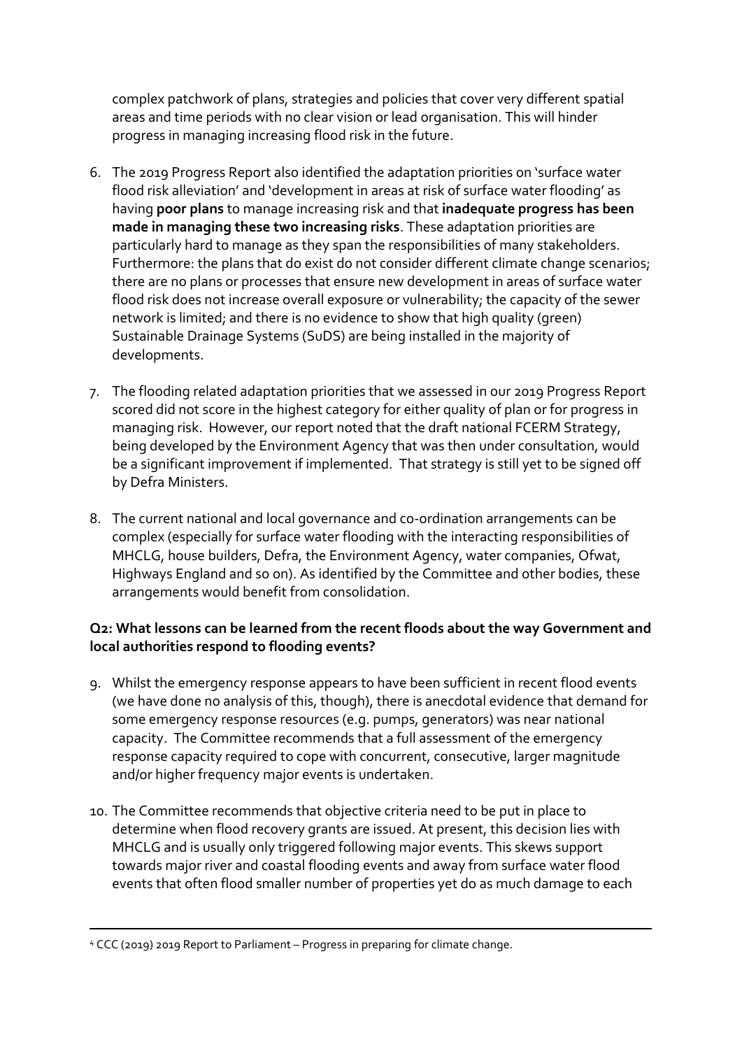complex patchwork of plans, strategies and policies that cover very different spatial areas and time periods with no clear vision or lead organisation. This will hinder progress in managing increasing flood risk in the future.

6. The 2019 Progress Report also identified the adaptation priorities on 'surface water flood risk alleviation' and 'development in areas at risk of surface water flooding' as having **poor plans** to manage increasing risk and that **inadequate progress has been made in managing these two increasing risks**. These adaptation priorities are particularly hard to manage as they span the responsibilities of many stakeholders. Furthermore: the plans that do exist do not consider different climate change scenarios; there are no plans or processes that ensure new development in areas of surface water flood risk does not increase overall exposure or vulnerability; the capacity of the sewer network is limited; and there is no evidence to show that high quality (green) Sustainable Drainage Systems (SuDS) are being installed in the majority of developments.

7. The flooding related adaptation priorities that we assessed in our 2019 Progress Report scored did not score in the highest category for either quality of plan or for progress in managing risk. However, our report noted that the draft national FCERM Strategy, being developed by the Environment Agency that was then under consultation, would be a significant improvement if implemented. That strategy is still yet to be signed off by Defra Ministers.

8. The current national and local governance and co-ordination arrangements can be complex (especially for surface water flooding with the interacting responsibilities of MHCLG, house builders, Defra, the Environment Agency, water companies, Ofwat, Highways England and so on). As identified by the Committee and other bodies, these arrangements would benefit from consolidation.

**Q2: What lessons can be learned from the recent floods about the way Government and local authorities respond to flooding events?**

9. Whilst the emergency response appears to have been sufficient in recent flood events (we have done no analysis of this, though), there is anecdotal evidence that demand for some emergency response resources (e.g. pumps, generators) was near national capacity. The Committee recommends that a full assessment of the emergency response capacity required to cope with concurrent, consecutive, larger magnitude and/or higher frequency major events is undertaken.

10. The Committee recommends that objective criteria need to be put in place to determine when flood recovery grants are issued. At present, this decision lies with MHCLG and is usually only triggered following major events. This skews support towards major river and coastal flooding events and away from surface water flood events that often flood smaller number of properties yet do as much damage to each

---

[4] CCC (2019) 2019 Report to Parliament – Progress in preparing for climate change.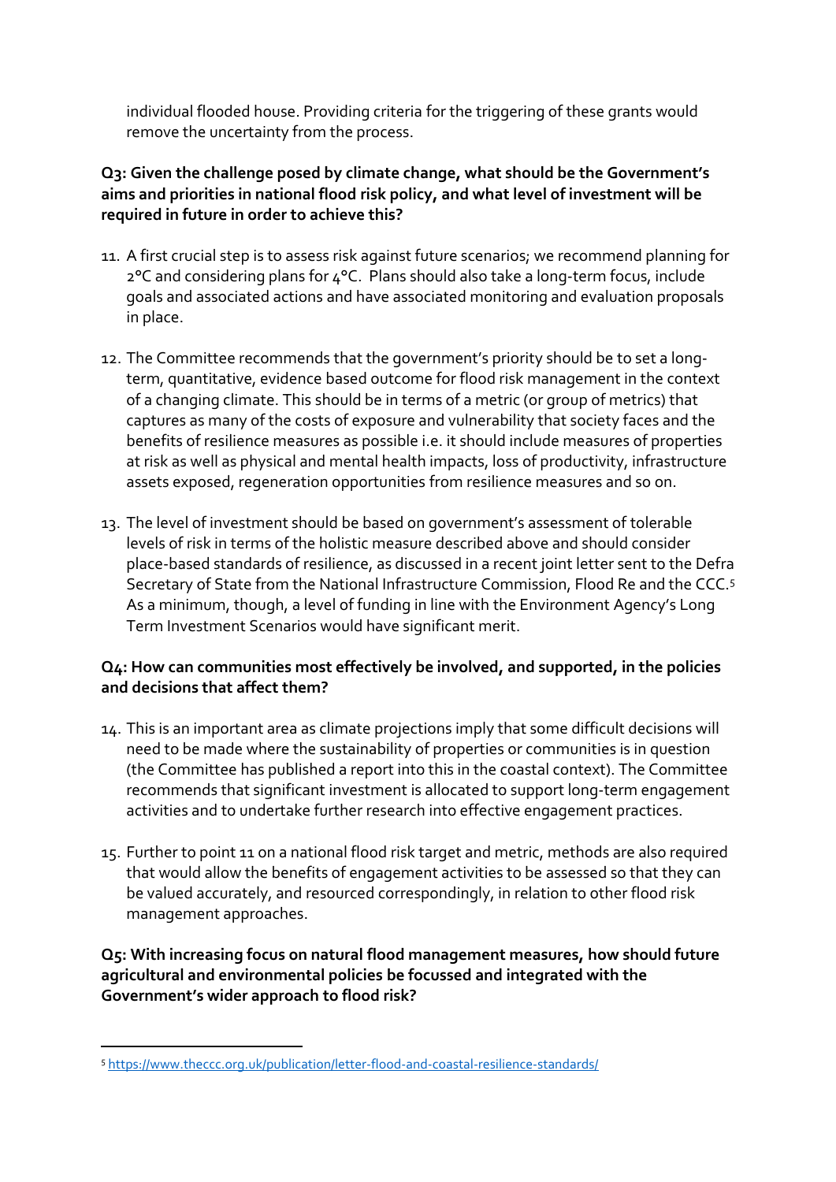individual flooded house. Providing criteria for the triggering of these grants would remove the uncertainty from the process.

**Q3: Given the challenge posed by climate change, what should be the Government's aims and priorities in national flood risk policy, and what level of investment will be required in future in order to achieve this?**

11. A first crucial step is to assess risk against future scenarios; we recommend planning for 2°C and considering plans for 4°C. Plans should also take a long-term focus, include goals and associated actions and have associated monitoring and evaluation proposals in place.

12. The Committee recommends that the government's priority should be to set a long-term, quantitative, evidence based outcome for flood risk management in the context of a changing climate. This should be in terms of a metric (or group of metrics) that captures as many of the costs of exposure and vulnerability that society faces and the benefits of resilience measures as possible i.e. it should include measures of properties at risk as well as physical and mental health impacts, loss of productivity, infrastructure assets exposed, regeneration opportunities from resilience measures and so on.

13. The level of investment should be based on government's assessment of tolerable levels of risk in terms of the holistic measure described above and should consider place-based standards of resilience, as discussed in a recent joint letter sent to the Defra Secretary of State from the National Infrastructure Commission, Flood Re and the CCC.[5] As a minimum, though, a level of funding in line with the Environment Agency's Long Term Investment Scenarios would have significant merit.

**Q4: How can communities most effectively be involved, and supported, in the policies and decisions that affect them?**

14. This is an important area as climate projections imply that some difficult decisions will need to be made where the sustainability of properties or communities is in question (the Committee has published a report into this in the coastal context). The Committee recommends that significant investment is allocated to support long-term engagement activities and to undertake further research into effective engagement practices.

15. Further to point 11 on a national flood risk target and metric, methods are also required that would allow the benefits of engagement activities to be assessed so that they can be valued accurately, and resourced correspondingly, in relation to other flood risk management approaches.

**Q5: With increasing focus on natural flood management measures, how should future agricultural and environmental policies be focussed and integrated with the Government's wider approach to flood risk?**

---

[5] https://www.theccc.org.uk/publication/letter-flood-and-coastal-resilience-standards/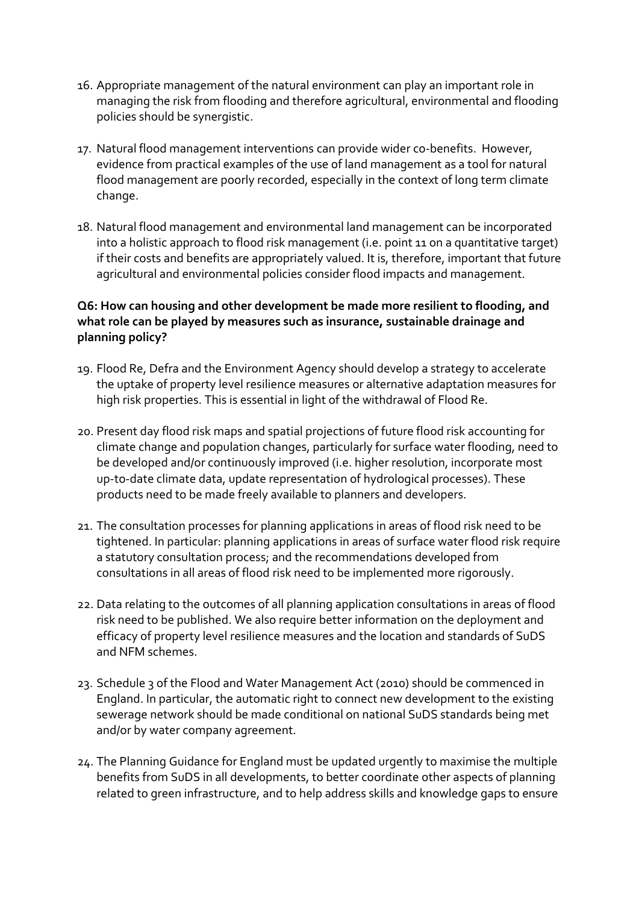16. Appropriate management of the natural environment can play an important role in managing the risk from flooding and therefore agricultural, environmental and flooding policies should be synergistic.

17. Natural flood management interventions can provide wider co-benefits. However, evidence from practical examples of the use of land management as a tool for natural flood management are poorly recorded, especially in the context of long term climate change.

18. Natural flood management and environmental land management can be incorporated into a holistic approach to flood risk management (i.e. point 11 on a quantitative target) if their costs and benefits are appropriately valued. It is, therefore, important that future agricultural and environmental policies consider flood impacts and management.

**Q6: How can housing and other development be made more resilient to flooding, and what role can be played by measures such as insurance, sustainable drainage and planning policy?**

19. Flood Re, Defra and the Environment Agency should develop a strategy to accelerate the uptake of property level resilience measures or alternative adaptation measures for high risk properties. This is essential in light of the withdrawal of Flood Re.

20. Present day flood risk maps and spatial projections of future flood risk accounting for climate change and population changes, particularly for surface water flooding, need to be developed and/or continuously improved (i.e. higher resolution, incorporate most up-to-date climate data, update representation of hydrological processes). These products need to be made freely available to planners and developers.

21. The consultation processes for planning applications in areas of flood risk need to be tightened. In particular: planning applications in areas of surface water flood risk require a statutory consultation process; and the recommendations developed from consultations in all areas of flood risk need to be implemented more rigorously.

22. Data relating to the outcomes of all planning application consultations in areas of flood risk need to be published. We also require better information on the deployment and efficacy of property level resilience measures and the location and standards of SuDS and NFM schemes.

23. Schedule 3 of the Flood and Water Management Act (2010) should be commenced in England. In particular, the automatic right to connect new development to the existing sewerage network should be made conditional on national SuDS standards being met and/or by water company agreement.

24. The Planning Guidance for England must be updated urgently to maximise the multiple benefits from SuDS in all developments, to better coordinate other aspects of planning related to green infrastructure, and to help address skills and knowledge gaps to ensure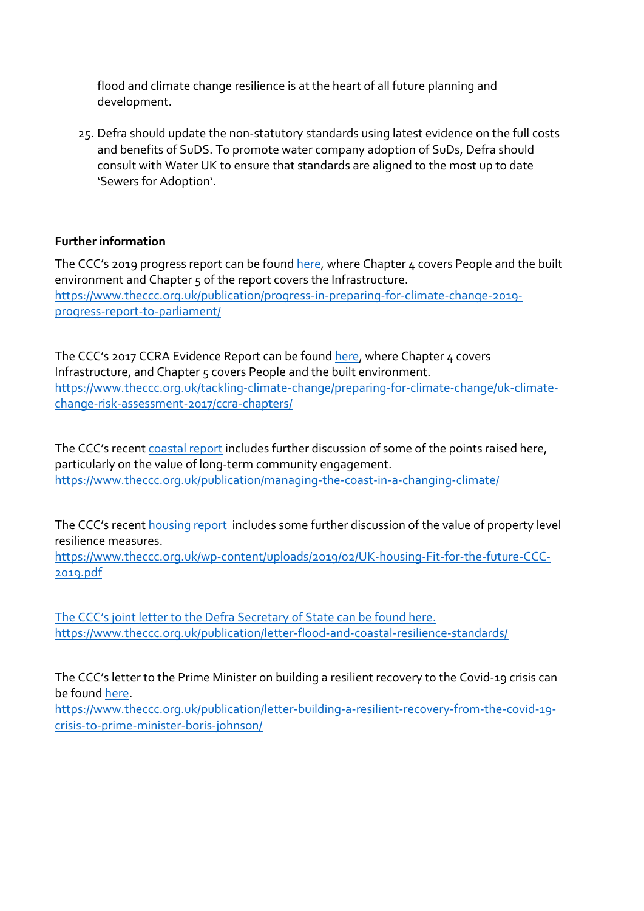flood and climate change resilience is at the heart of all future planning and development.

25. Defra should update the non-statutory standards using latest evidence on the full costs and benefits of SuDS. To promote water company adoption of SuDs, Defra should consult with Water UK to ensure that standards are aligned to the most up to date 'Sewers for Adoption'.

**Further information**

The CCC's 2019 progress report can be found here, where Chapter 4 covers People and the built environment and Chapter 5 of the report covers the Infrastructure.
https://www.theccc.org.uk/publication/progress-in-preparing-for-climate-change-2019-progress-report-to-parliament/

The CCC's 2017 CCRA Evidence Report can be found here, where Chapter 4 covers Infrastructure, and Chapter 5 covers People and the built environment.
https://www.theccc.org.uk/tackling-climate-change/preparing-for-climate-change/uk-climate-change-risk-assessment-2017/ccra-chapters/

The CCC's recent coastal report includes further discussion of some of the points raised here, particularly on the value of long-term community engagement.
https://www.theccc.org.uk/publication/managing-the-coast-in-a-changing-climate/

The CCC's recent housing report includes some further discussion of the value of property level resilience measures.
https://www.theccc.org.uk/wp-content/uploads/2019/02/UK-housing-Fit-for-the-future-CCC-2019.pdf

The CCC's joint letter to the Defra Secretary of State can be found here.
https://www.theccc.org.uk/publication/letter-flood-and-coastal-resilience-standards/

The CCC's letter to the Prime Minister on building a resilient recovery to the Covid-19 crisis can be found here.
https://www.theccc.org.uk/publication/letter-building-a-resilient-recovery-from-the-covid-19-crisis-to-prime-minister-boris-johnson/